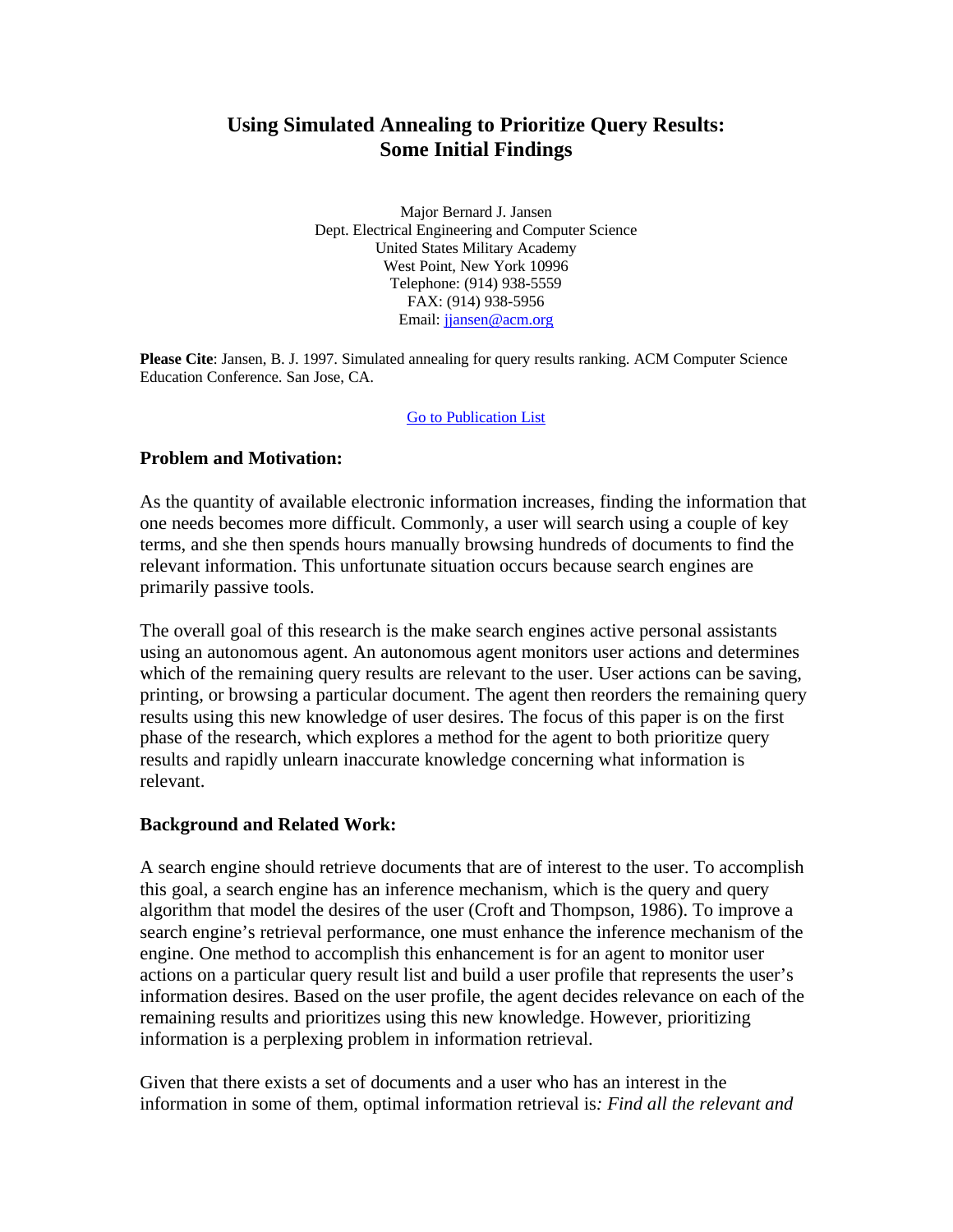# Using Simulated Annealing to Prioritize Query Results: Some Initial Findings

Major Bernard J. Jansen
Dept. Electrical Engineering and Computer Science
United States Military Academy
West Point, New York 10996
Telephone: (914) 938-5559
FAX: (914) 938-5956
Email: jjansen@acm.org

**Please Cite**: Jansen, B. J. 1997. Simulated annealing for query results ranking. ACM Computer Science Education Conference. San Jose, CA.

Go to Publication List

### Problem and Motivation:

As the quantity of available electronic information increases, finding the information that one needs becomes more difficult. Commonly, a user will search using a couple of key terms, and she then spends hours manually browsing hundreds of documents to find the relevant information. This unfortunate situation occurs because search engines are primarily passive tools.

The overall goal of this research is the make search engines active personal assistants using an autonomous agent. An autonomous agent monitors user actions and determines which of the remaining query results are relevant to the user. User actions can be saving, printing, or browsing a particular document. The agent then reorders the remaining query results using this new knowledge of user desires. The focus of this paper is on the first phase of the research, which explores a method for the agent to both prioritize query results and rapidly unlearn inaccurate knowledge concerning what information is relevant.

### Background and Related Work:

A search engine should retrieve documents that are of interest to the user. To accomplish this goal, a search engine has an inference mechanism, which is the query and query algorithm that model the desires of the user (Croft and Thompson, 1986). To improve a search engine's retrieval performance, one must enhance the inference mechanism of the engine. One method to accomplish this enhancement is for an agent to monitor user actions on a particular query result list and build a user profile that represents the user's information desires. Based on the user profile, the agent decides relevance on each of the remaining results and prioritizes using this new knowledge. However, prioritizing information is a perplexing problem in information retrieval.

Given that there exists a set of documents and a user who has an interest in the information in some of them, optimal information retrieval is*: Find all the relevant and*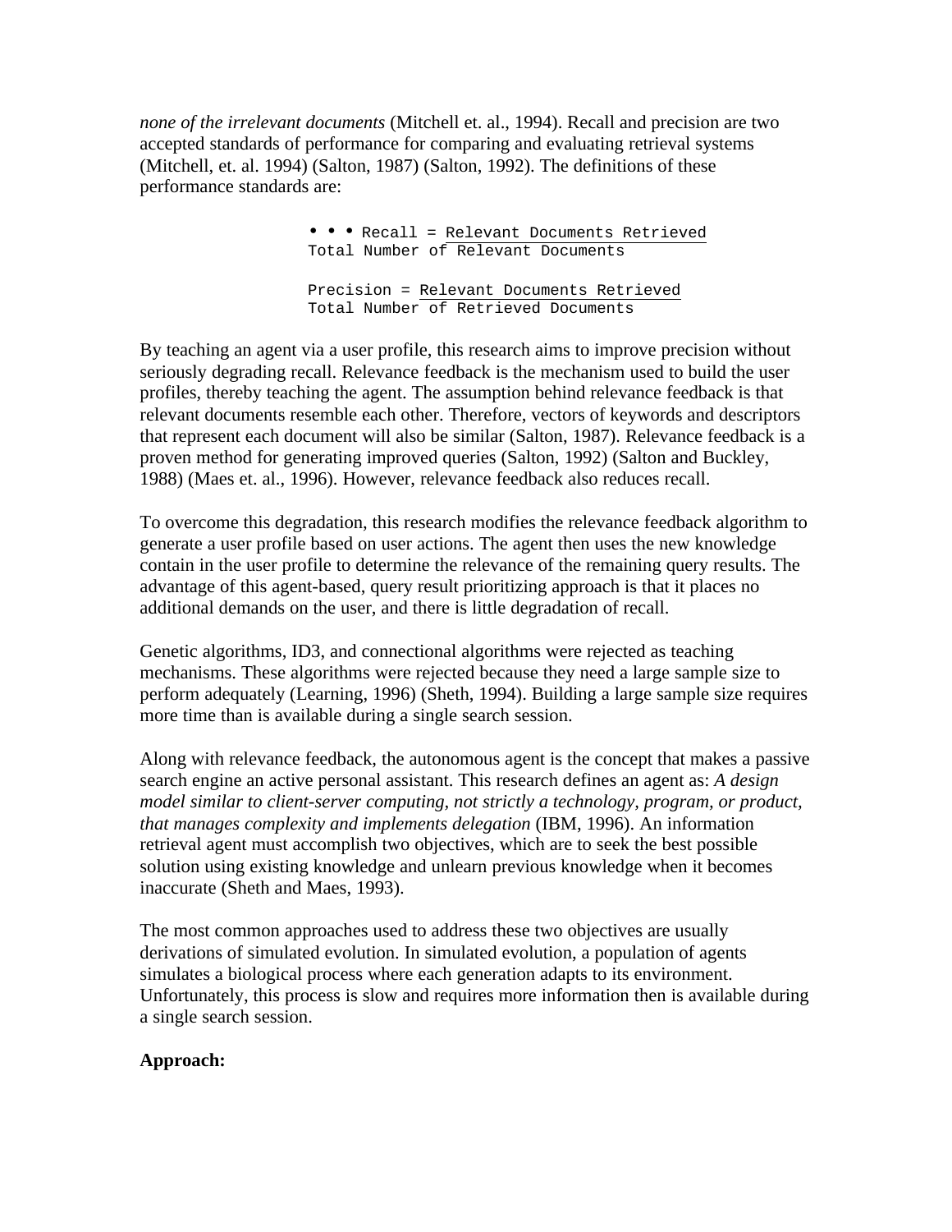*none of the irrelevant documents* (Mitchell et. al., 1994). Recall and precision are two accepted standards of performance for comparing and evaluating retrieval systems (Mitchell, et. al. 1994) (Salton, 1987) (Salton, 1992). The definitions of these performance standards are:

$$\text{Recall} = \frac{\text{Relevant Documents Retrieved}}{\text{Total Number of Relevant Documents}}$$

$$\text{Precision} = \frac{\text{Relevant Documents Retrieved}}{\text{Total Number of Retrieved Documents}}$$

By teaching an agent via a user profile, this research aims to improve precision without seriously degrading recall. Relevance feedback is the mechanism used to build the user profiles, thereby teaching the agent. The assumption behind relevance feedback is that relevant documents resemble each other. Therefore, vectors of keywords and descriptors that represent each document will also be similar (Salton, 1987). Relevance feedback is a proven method for generating improved queries (Salton, 1992) (Salton and Buckley, 1988) (Maes et. al., 1996). However, relevance feedback also reduces recall.

To overcome this degradation, this research modifies the relevance feedback algorithm to generate a user profile based on user actions. The agent then uses the new knowledge contain in the user profile to determine the relevance of the remaining query results. The advantage of this agent-based, query result prioritizing approach is that it places no additional demands on the user, and there is little degradation of recall.

Genetic algorithms, ID3, and connectional algorithms were rejected as teaching mechanisms. These algorithms were rejected because they need a large sample size to perform adequately (Learning, 1996) (Sheth, 1994). Building a large sample size requires more time than is available during a single search session.

Along with relevance feedback, the autonomous agent is the concept that makes a passive search engine an active personal assistant. This research defines an agent as: *A design model similar to client-server computing, not strictly a technology, program, or product, that manages complexity and implements delegation* (IBM, 1996). An information retrieval agent must accomplish two objectives, which are to seek the best possible solution using existing knowledge and unlearn previous knowledge when it becomes inaccurate (Sheth and Maes, 1993).

The most common approaches used to address these two objectives are usually derivations of simulated evolution. In simulated evolution, a population of agents simulates a biological process where each generation adapts to its environment. Unfortunately, this process is slow and requires more information then is available during a single search session.

**Approach:**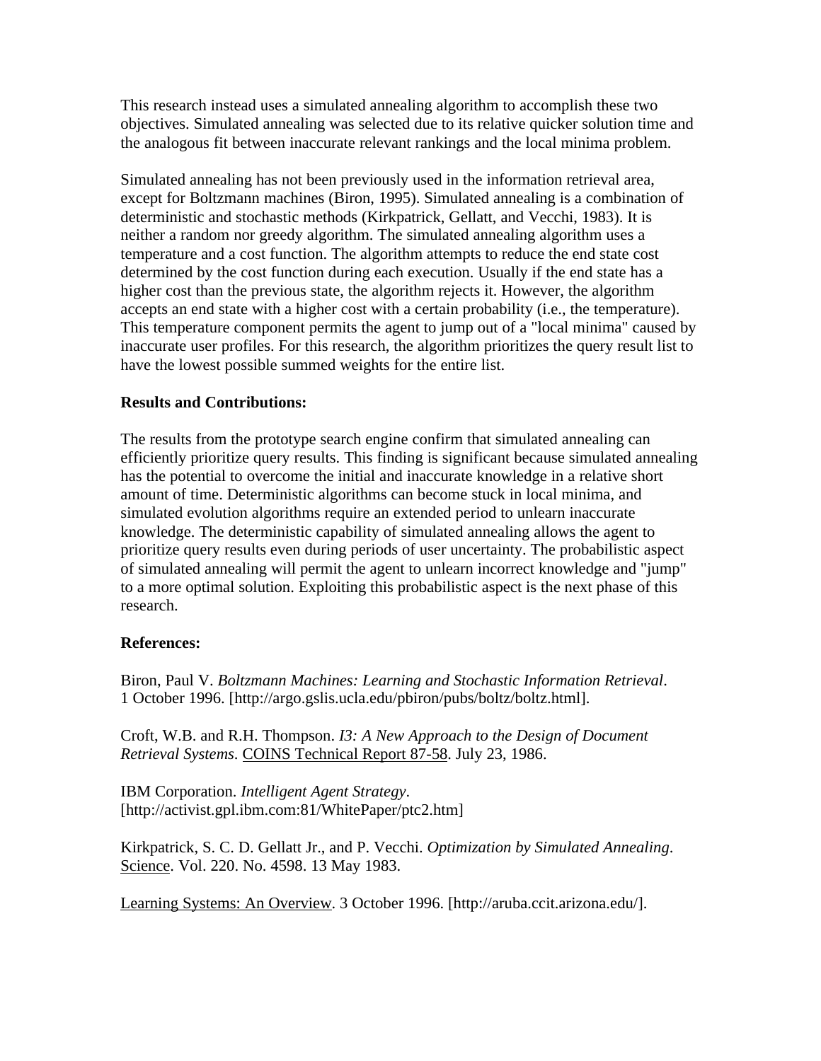This research instead uses a simulated annealing algorithm to accomplish these two objectives. Simulated annealing was selected due to its relative quicker solution time and the analogous fit between inaccurate relevant rankings and the local minima problem.

Simulated annealing has not been previously used in the information retrieval area, except for Boltzmann machines (Biron, 1995). Simulated annealing is a combination of deterministic and stochastic methods (Kirkpatrick, Gellatt, and Vecchi, 1983). It is neither a random nor greedy algorithm. The simulated annealing algorithm uses a temperature and a cost function. The algorithm attempts to reduce the end state cost determined by the cost function during each execution. Usually if the end state has a higher cost than the previous state, the algorithm rejects it. However, the algorithm accepts an end state with a higher cost with a certain probability (i.e., the temperature). This temperature component permits the agent to jump out of a "local minima" caused by inaccurate user profiles. For this research, the algorithm prioritizes the query result list to have the lowest possible summed weights for the entire list.

**Results and Contributions:**

The results from the prototype search engine confirm that simulated annealing can efficiently prioritize query results. This finding is significant because simulated annealing has the potential to overcome the initial and inaccurate knowledge in a relative short amount of time. Deterministic algorithms can become stuck in local minima, and simulated evolution algorithms require an extended period to unlearn inaccurate knowledge. The deterministic capability of simulated annealing allows the agent to prioritize query results even during periods of user uncertainty. The probabilistic aspect of simulated annealing will permit the agent to unlearn incorrect knowledge and "jump" to a more optimal solution. Exploiting this probabilistic aspect is the next phase of this research.

**References:**

Biron, Paul V. *Boltzmann Machines: Learning and Stochastic Information Retrieval*. 1 October 1996. [http://argo.gslis.ucla.edu/pbiron/pubs/boltz/boltz.html].

Croft, W.B. and R.H. Thompson. *I3: A New Approach to the Design of Document Retrieval Systems*. COINS Technical Report 87-58. July 23, 1986.

IBM Corporation. *Intelligent Agent Strategy*. [http://activist.gpl.ibm.com:81/WhitePaper/ptc2.htm]

Kirkpatrick, S. C. D. Gellatt Jr., and P. Vecchi. *Optimization by Simulated Annealing*. Science. Vol. 220. No. 4598. 13 May 1983.

Learning Systems: An Overview. 3 October 1996. [http://aruba.ccit.arizona.edu/].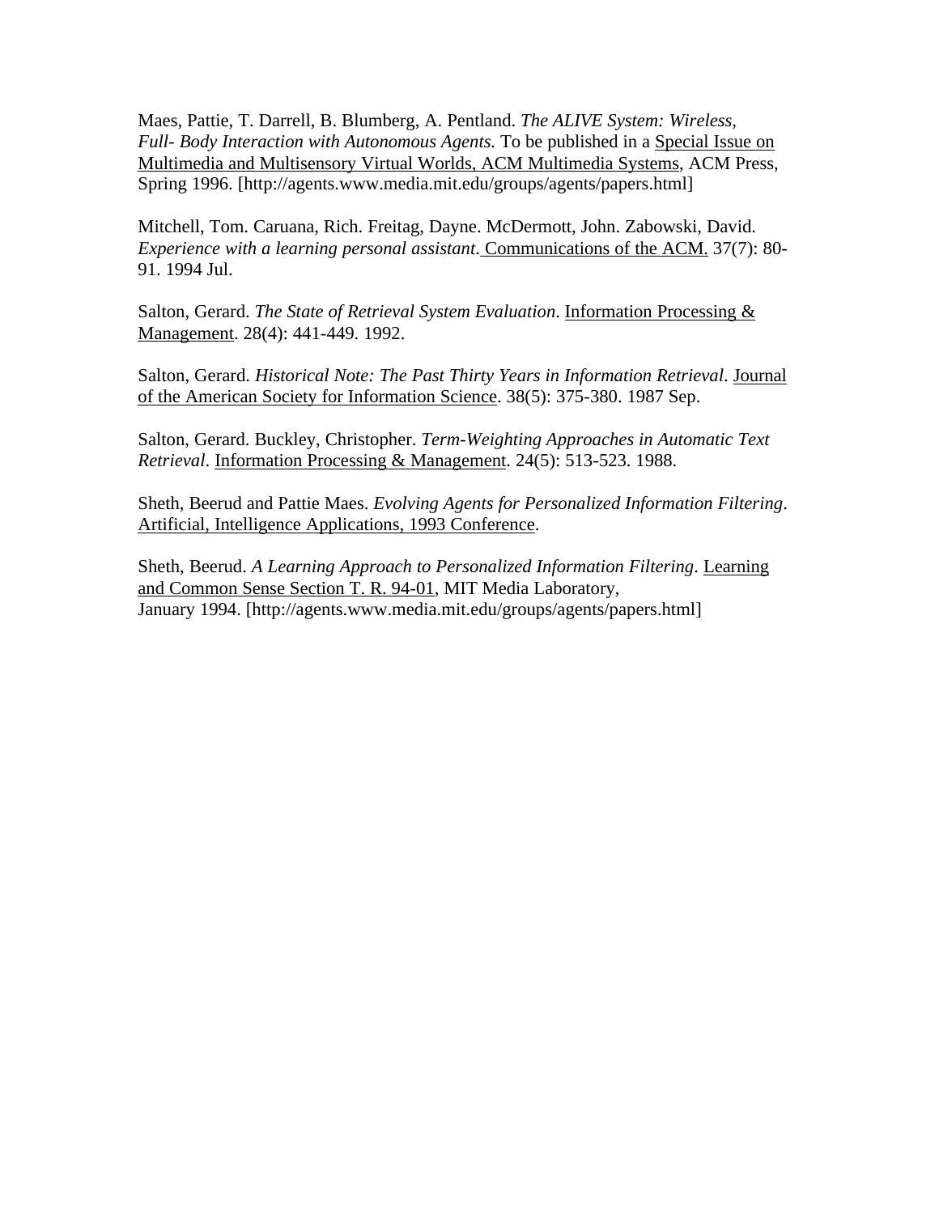Maes, Pattie, T. Darrell, B. Blumberg, A. Pentland. *The ALIVE System: Wireless, Full- Body Interaction with Autonomous Agents.* To be published in a <u>Special Issue on Multimedia and Multisensory Virtual Worlds, ACM Multimedia Systems</u>, ACM Press, Spring 1996. [http://agents.www.media.mit.edu/groups/agents/papers.html]

Mitchell, Tom. Caruana, Rich. Freitag, Dayne. McDermott, John. Zabowski, David. *Experience with a learning personal assistant*. <u>Communications of the ACM.</u> 37(7): 80-91. 1994 Jul.

Salton, Gerard. *The State of Retrieval System Evaluation*. <u>Information Processing & Management</u>. 28(4): 441-449. 1992.

Salton, Gerard. *Historical Note: The Past Thirty Years in Information Retrieval*. <u>Journal of the American Society for Information Science</u>. 38(5): 375-380. 1987 Sep.

Salton, Gerard. Buckley, Christopher. *Term-Weighting Approaches in Automatic Text Retrieval*. <u>Information Processing & Management</u>. 24(5): 513-523. 1988.

Sheth, Beerud and Pattie Maes. *Evolving Agents for Personalized Information Filtering*. <u>Artificial, Intelligence Applications, 1993 Conference</u>.

Sheth, Beerud. *A Learning Approach to Personalized Information Filtering*. <u>Learning and Common Sense Section T. R. 94-01</u>, MIT Media Laboratory, January 1994. [http://agents.www.media.mit.edu/groups/agents/papers.html]